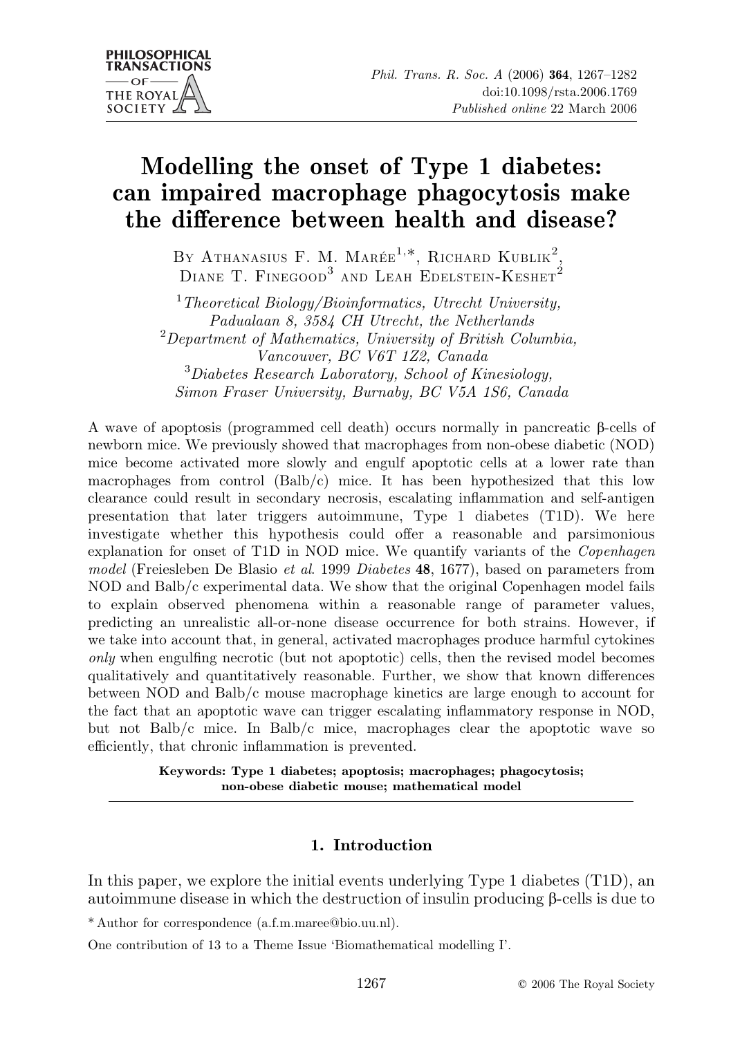# Modelling the onset of Type 1 diabetes: can impaired macrophage phagocytosis make the difference between health and disease?

By Athanasius F. M. Marée[1,*], Richard Kublik[2], Diane T. Finegood[3] and Leah Edelstein-Keshet[2]

[1] *Theoretical Biology/Bioinformatics, Utrecht University, Padualaan 8, 3584 CH Utrecht, the Netherlands*
[2] *Department of Mathematics, University of British Columbia, Vancouver, BC V6T 1Z2, Canada*
[3] *Diabetes Research Laboratory, School of Kinesiology, Simon Fraser University, Burnaby, BC V5A 1S6, Canada*

A wave of apoptosis (programmed cell death) occurs normally in pancreatic β-cells of newborn mice. We previously showed that macrophages from non-obese diabetic (NOD) mice become activated more slowly and engulf apoptotic cells at a lower rate than macrophages from control (Balb/c) mice. It has been hypothesized that this low clearance could result in secondary necrosis, escalating inflammation and self-antigen presentation that later triggers autoimmune, Type 1 diabetes (T1D). We here investigate whether this hypothesis could offer a reasonable and parsimonious explanation for onset of T1D in NOD mice. We quantify variants of the *Copenhagen model* (Freiesleben De Blasio *et al*. 1999 *Diabetes* **48**, 1677), based on parameters from NOD and Balb/c experimental data. We show that the original Copenhagen model fails to explain observed phenomena within a reasonable range of parameter values, predicting an unrealistic all-or-none disease occurrence for both strains. However, if we take into account that, in general, activated macrophages produce harmful cytokines *only* when engulfing necrotic (but not apoptotic) cells, then the revised model becomes qualitatively and quantitatively reasonable. Further, we show that known differences between NOD and Balb/c mouse macrophage kinetics are large enough to account for the fact that an apoptotic wave can trigger escalating inflammatory response in NOD, but not Balb/c mice. In Balb/c mice, macrophages clear the apoptotic wave so efficiently, that chronic inflammation is prevented.

**Keywords: Type 1 diabetes; apoptosis; macrophages; phagocytosis; non-obese diabetic mouse; mathematical model**

## 1. Introduction

In this paper, we explore the initial events underlying Type 1 diabetes (T1D), an autoimmune disease in which the destruction of insulin producing β-cells is due to

\* Author for correspondence (a.f.m.maree@bio.uu.nl).

One contribution of 13 to a Theme Issue 'Biomathematical modelling I'.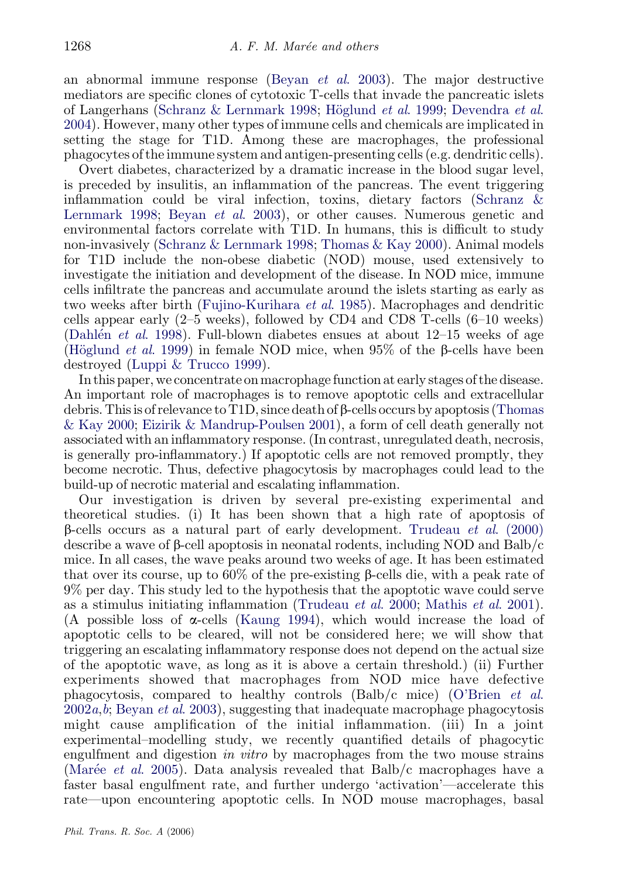an abnormal immune response (Beyan *et al.* 2003). The major destructive mediators are specific clones of cytotoxic T-cells that invade the pancreatic islets of Langerhans (Schranz & Lernmark 1998; Höglund *et al.* 1999; Devendra *et al.* 2004). However, many other types of immune cells and chemicals are implicated in setting the stage for T1D. Among these are macrophages, the professional phagocytes of the immune system and antigen-presenting cells (e.g. dendritic cells).

Overt diabetes, characterized by a dramatic increase in the blood sugar level, is preceded by insulitis, an inflammation of the pancreas. The event triggering inflammation could be viral infection, toxins, dietary factors (Schranz & Lernmark 1998; Beyan *et al.* 2003), or other causes. Numerous genetic and environmental factors correlate with T1D. In humans, this is difficult to study non-invasively (Schranz & Lernmark 1998; Thomas & Kay 2000). Animal models for T1D include the non-obese diabetic (NOD) mouse, used extensively to investigate the initiation and development of the disease. In NOD mice, immune cells infiltrate the pancreas and accumulate around the islets starting as early as two weeks after birth (Fujino-Kurihara *et al.* 1985). Macrophages and dendritic cells appear early (2–5 weeks), followed by CD4 and CD8 T-cells (6–10 weeks) (Dahlén *et al.* 1998). Full-blown diabetes ensues at about 12–15 weeks of age (Höglund *et al.* 1999) in female NOD mice, when 95% of the β-cells have been destroyed (Luppi & Trucco 1999).

In this paper, we concentrate on macrophage function at early stages of the disease. An important role of macrophages is to remove apoptotic cells and extracellular debris. This is of relevance to T1D, since death of β-cells occurs by apoptosis (Thomas & Kay 2000; Eizirik & Mandrup-Poulsen 2001), a form of cell death generally not associated with an inflammatory response. (In contrast, unregulated death, necrosis, is generally pro-inflammatory.) If apoptotic cells are not removed promptly, they become necrotic. Thus, defective phagocytosis by macrophages could lead to the build-up of necrotic material and escalating inflammation.

Our investigation is driven by several pre-existing experimental and theoretical studies. (i) It has been shown that a high rate of apoptosis of β-cells occurs as a natural part of early development. Trudeau *et al.* (2000) describe a wave of β-cell apoptosis in neonatal rodents, including NOD and Balb/c mice. In all cases, the wave peaks around two weeks of age. It has been estimated that over its course, up to 60% of the pre-existing β-cells die, with a peak rate of 9% per day. This study led to the hypothesis that the apoptotic wave could serve as a stimulus initiating inflammation (Trudeau *et al.* 2000; Mathis *et al.* 2001). (A possible loss of α-cells (Kaung 1994), which would increase the load of apoptotic cells to be cleared, will not be considered here; we will show that triggering an escalating inflammatory response does not depend on the actual size of the apoptotic wave, as long as it is above a certain threshold.) (ii) Further experiments showed that macrophages from NOD mice have defective phagocytosis, compared to healthy controls (Balb/c mice) (O'Brien *et al.* 2002*a*,*b*; Beyan *et al.* 2003), suggesting that inadequate macrophage phagocytosis might cause amplification of the initial inflammation. (iii) In a joint experimental–modelling study, we recently quantified details of phagocytic engulfment and digestion *in vitro* by macrophages from the two mouse strains (Marée *et al.* 2005). Data analysis revealed that Balb/c macrophages have a faster basal engulfment rate, and further undergo 'activation'—accelerate this rate—upon encountering apoptotic cells. In NOD mouse macrophages, basal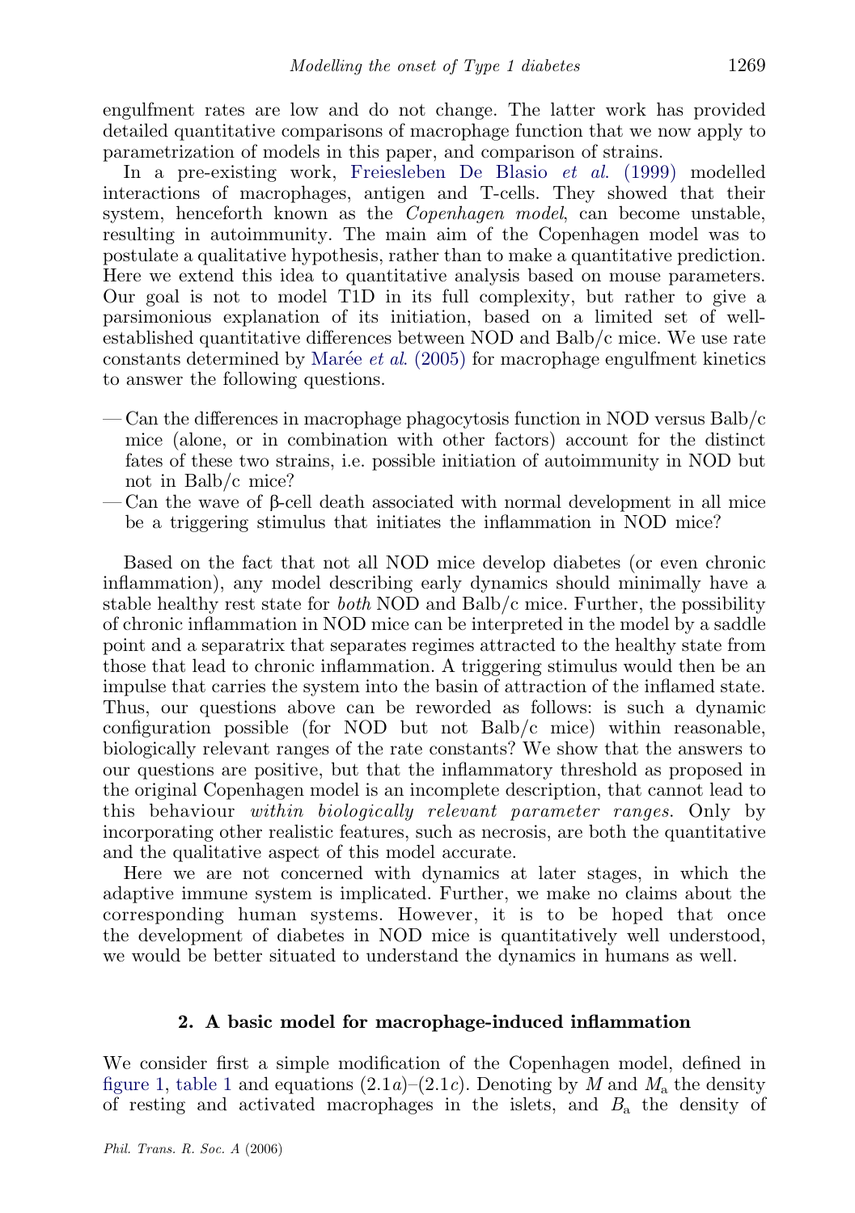engulfment rates are low and do not change. The latter work has provided detailed quantitative comparisons of macrophage function that we now apply to parametrization of models in this paper, and comparison of strains.

In a pre-existing work, Freiesleben De Blasio *et al.* (1999) modelled interactions of macrophages, antigen and T-cells. They showed that their system, henceforth known as the *Copenhagen model*, can become unstable, resulting in autoimmunity. The main aim of the Copenhagen model was to postulate a qualitative hypothesis, rather than to make a quantitative prediction. Here we extend this idea to quantitative analysis based on mouse parameters. Our goal is not to model T1D in its full complexity, but rather to give a parsimonious explanation of its initiation, based on a limited set of well-established quantitative differences between NOD and Balb/c mice. We use rate constants determined by Marée *et al.* (2005) for macrophage engulfment kinetics to answer the following questions.

- Can the differences in macrophage phagocytosis function in NOD versus Balb/c mice (alone, or in combination with other factors) account for the distinct fates of these two strains, i.e. possible initiation of autoimmunity in NOD but not in Balb/c mice?
- Can the wave of β-cell death associated with normal development in all mice be a triggering stimulus that initiates the inflammation in NOD mice?

Based on the fact that not all NOD mice develop diabetes (or even chronic inflammation), any model describing early dynamics should minimally have a stable healthy rest state for *both* NOD and Balb/c mice. Further, the possibility of chronic inflammation in NOD mice can be interpreted in the model by a saddle point and a separatrix that separates regimes attracted to the healthy state from those that lead to chronic inflammation. A triggering stimulus would then be an impulse that carries the system into the basin of attraction of the inflamed state. Thus, our questions above can be reworded as follows: is such a dynamic configuration possible (for NOD but not Balb/c mice) within reasonable, biologically relevant ranges of the rate constants? We show that the answers to our questions are positive, but that the inflammatory threshold as proposed in the original Copenhagen model is an incomplete description, that cannot lead to this behaviour *within biologically relevant parameter ranges*. Only by incorporating other realistic features, such as necrosis, are both the quantitative and the qualitative aspect of this model accurate.

Here we are not concerned with dynamics at later stages, in which the adaptive immune system is implicated. Further, we make no claims about the corresponding human systems. However, it is to be hoped that once the development of diabetes in NOD mice is quantitatively well understood, we would be better situated to understand the dynamics in humans as well.

## 2. A basic model for macrophage-induced inflammation

We consider first a simple modification of the Copenhagen model, defined in figure 1, table 1 and equations (2.1*a*)–(2.1*c*). Denoting by $M$ and $M_a$ the density of resting and activated macrophages in the islets, and $B_a$ the density of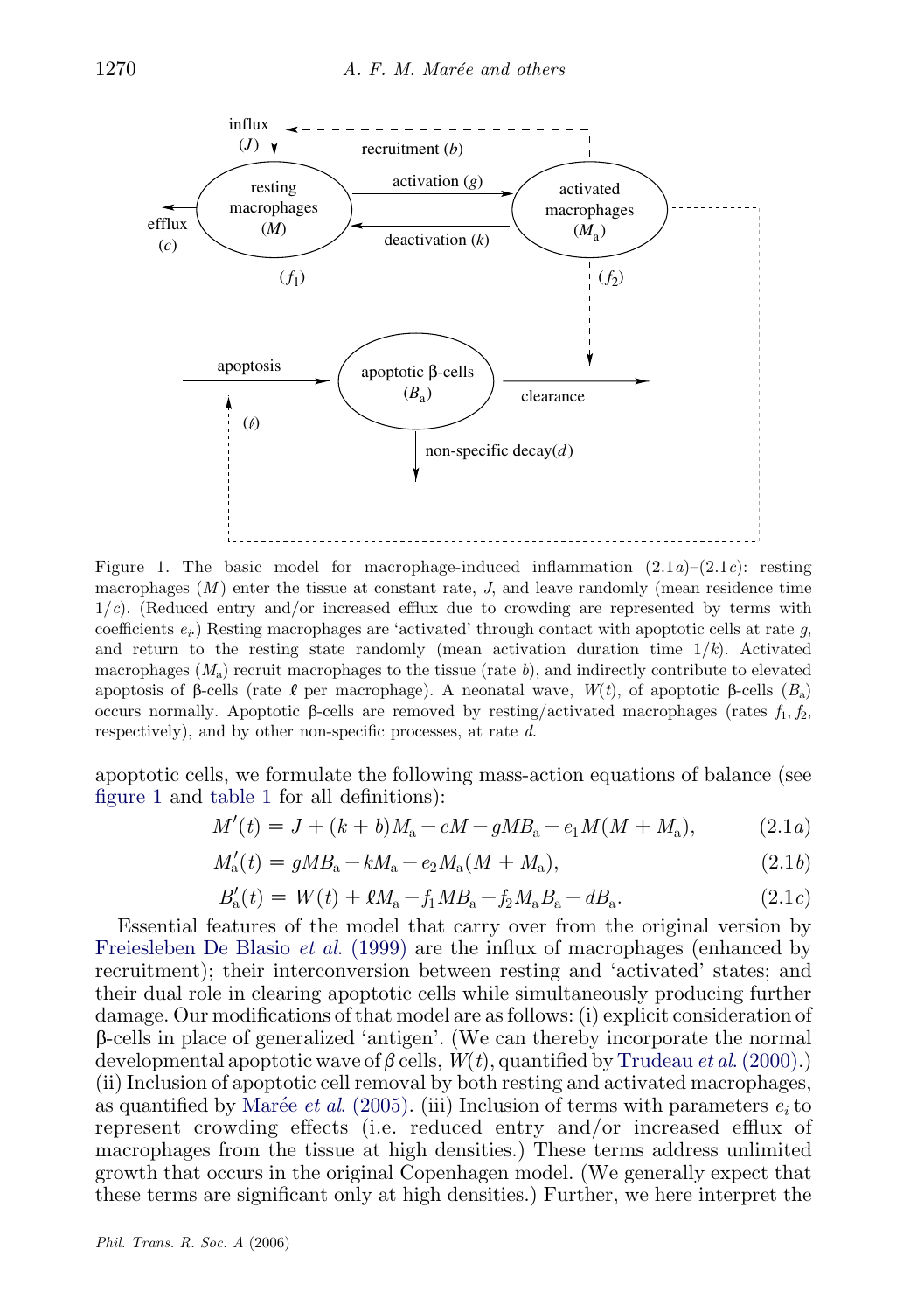Figure 1. The basic model for macrophage-induced inflammation (2.1*a*)–(2.1*c*): resting macrophages ($M$) enter the tissue at constant rate, $J$, and leave randomly (mean residence time $1/c$). (Reduced entry and/or increased efflux due to crowding are represented by terms with coefficients $e_i$.) Resting macrophages are 'activated' through contact with apoptotic cells at rate $g$, and return to the resting state randomly (mean activation duration time $1/k$). Activated macrophages ($M_a$) recruit macrophages to the tissue (rate $b$), and indirectly contribute to elevated apoptosis of β-cells (rate $\ell$ per macrophage). A neonatal wave, $W(t)$, of apoptotic β-cells ($B_a$) occurs normally. Apoptotic β-cells are removed by resting/activated macrophages (rates $f_1$, $f_2$, respectively), and by other non-specific processes, at rate $d$.

apoptotic cells, we formulate the following mass-action equations of balance (see figure 1 and table 1 for all definitions):

$$M'(t) = J + (k + b)M_a - cM - gMB_a - e_1 M(M + M_a), \tag{2.1a}$$

$$M_a'(t) = gMB_a - kM_a - e_2 M_a(M + M_a), \tag{2.1b}$$

$$B_a'(t) = W(t) + \ell M_a - f_1 MB_a - f_2 M_a B_a - dB_a. \tag{2.1c}$$

Essential features of the model that carry over from the original version by Freiesleben De Blasio *et al.* (1999) are the influx of macrophages (enhanced by recruitment); their interconversion between resting and 'activated' states; and their dual role in clearing apoptotic cells while simultaneously producing further damage. Our modifications of that model are as follows: (i) explicit consideration of β-cells in place of generalized 'antigen'. (We can thereby incorporate the normal developmental apoptotic wave of $\beta$ cells, $W(t)$, quantified by Trudeau *et al.* (2000).) (ii) Inclusion of apoptotic cell removal by both resting and activated macrophages, as quantified by Marée *et al.* (2005). (iii) Inclusion of terms with parameters $e_i$ to represent crowding effects (i.e. reduced entry and/or increased efflux of macrophages from the tissue at high densities.) These terms address unlimited growth that occurs in the original Copenhagen model. (We generally expect that these terms are significant only at high densities.) Further, we here interpret the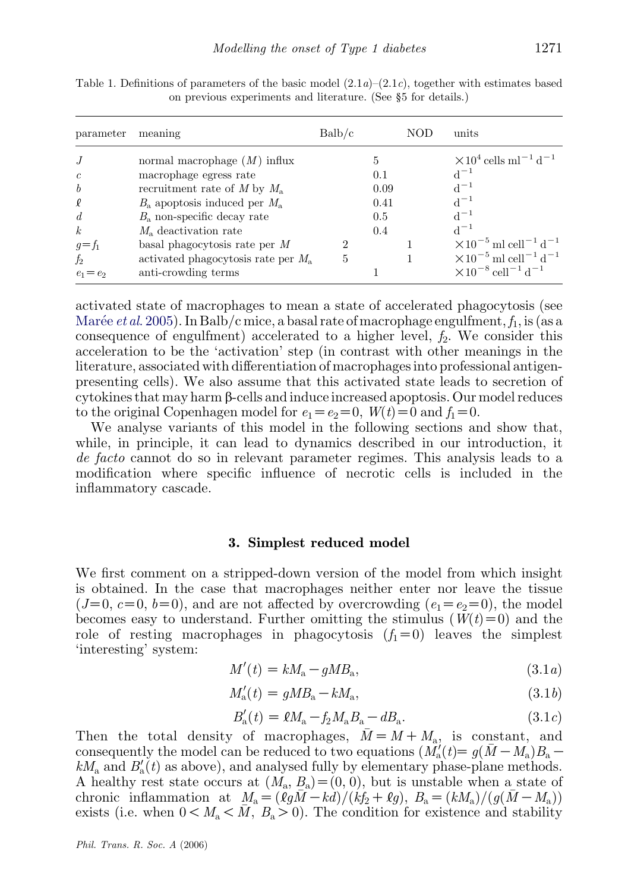Table 1. Definitions of parameters of the basic model (2.1*a*)–(2.1*c*), together with estimates based on previous experiments and literature. (See §5 for details.)

| parameter | meaning | Balb/c | | NOD | units |
|---|---|---|---|---|---|
| $J$ | normal macrophage ($M$) influx | | 5 | | $\times 10^4$ cells ml$^{-1}$ d$^{-1}$ |
| $c$ | macrophage egress rate | | 0.1 | | d$^{-1}$ |
| $b$ | recruitment rate of $M$ by $M_a$ | | 0.09 | | d$^{-1}$ |
| $\ell$ | $B_a$ apoptosis induced per $M_a$ | | 0.41 | | d$^{-1}$ |
| $d$ | $B_a$ non-specific decay rate | | 0.5 | | d$^{-1}$ |
| $k$ | $M_a$ deactivation rate | | 0.4 | | d$^{-1}$ |
| $g=f_1$ | basal phagocytosis rate per $M$ | 2 | | 1 | $\times 10^{-5}$ ml cell$^{-1}$ d$^{-1}$ |
| $f_2$ | activated phagocytosis rate per $M_a$ | 5 | | 1 | $\times 10^{-5}$ ml cell$^{-1}$ d$^{-1}$ |
| $e_1=e_2$ | anti-crowding terms | | 1 | | $\times 10^{-8}$ cell$^{-1}$ d$^{-1}$ |

activated state of macrophages to mean a state of accelerated phagocytosis (see Marée *et al.* 2005). In Balb/c mice, a basal rate of macrophage engulfment, $f_1$, is (as a consequence of engulfment) accelerated to a higher level, $f_2$. We consider this acceleration to be the 'activation' step (in contrast with other meanings in the literature, associated with differentiation of macrophages into professional antigen-presenting cells). We also assume that this activated state leads to secretion of cytokines that may harm β-cells and induce increased apoptosis. Our model reduces to the original Copenhagen model for $e_1=e_2=0$, $W(t)=0$ and $f_1=0$.

We analyse variants of this model in the following sections and show that, while, in principle, it can lead to dynamics described in our introduction, it *de facto* cannot do so in relevant parameter regimes. This analysis leads to a modification where specific influence of necrotic cells is included in the inflammatory cascade.

## 3. Simplest reduced model

We first comment on a stripped-down version of the model from which insight is obtained. In the case that macrophages neither enter nor leave the tissue ($J=0$, $c=0$, $b=0$), and are not affected by overcrowding ($e_1=e_2=0$), the model becomes easy to understand. Further omitting the stimulus ($W(t)=0$) and the role of resting macrophages in phagocytosis ($f_1=0$) leaves the simplest 'interesting' system:

$$M'(t) = kM_a - gMB_a, \tag{3.1a}$$

$$M_a'(t) = gMB_a - kM_a, \tag{3.1b}$$

$$B_a'(t) = \ell M_a - f_2 M_a B_a - dB_a. \tag{3.1c}$$

Then the total density of macrophages, $\bar{M} = M + M_a$, is constant, and consequently the model can be reduced to two equations ($M_a'(t) = g(\bar{M} - M_a)B_a - kM_a$ and $B_a'(t)$ as above), and analysed fully by elementary phase-plane methods. A healthy rest state occurs at $(M_a, B_a) = (0, 0)$, but is unstable when a state of chronic inflammation at $M_a = (\ell g\bar{M} - kd)/(kf_2 + \ell g)$, $B_a = (kM_a)/(g(\bar{M} - M_a))$ exists (i.e. when $0 < M_a < \bar{M}$, $B_a > 0$). The condition for existence and stability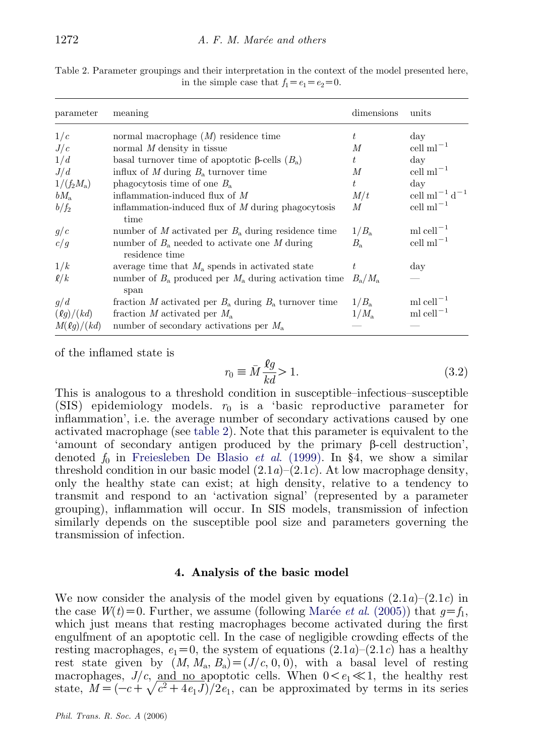Table 2. Parameter groupings and their interpretation in the context of the model presented here, in the simple case that $f_1 = e_1 = e_2 = 0$.

| parameter | meaning | dimensions | units |
|---|---|---|---|
| $1/c$ | normal macrophage ($M$) residence time | $t$ | day |
| $J/c$ | normal $M$ density in tissue | $M$ | cell ml$^{-1}$ |
| $1/d$ | basal turnover time of apoptotic β-cells ($B_\text{a}$) | $t$ | day |
| $J/d$ | influx of $M$ during $B_\text{a}$ turnover time | $M$ | cell ml$^{-1}$ |
| $1/(f_2 M_\text{a})$ | phagocytosis time of one $B_\text{a}$ | $t$ | day |
| $bM_\text{a}$ | inflammation-induced flux of $M$ | $M/t$ | cell ml$^{-1}$ d$^{-1}$ |
| $b/f_2$ | inflammation-induced flux of $M$ during phagocytosis time | $M$ | cell ml$^{-1}$ |
| $g/c$ | number of $M$ activated per $B_\text{a}$ during residence time | $1/B_\text{a}$ | ml cell$^{-1}$ |
| $c/g$ | number of $B_\text{a}$ needed to activate one $M$ during residence time | $B_\text{a}$ | cell ml$^{-1}$ |
| $1/k$ | average time that $M_\text{a}$ spends in activated state | $t$ | day |
| $\ell/k$ | number of $B_\text{a}$ produced per $M_\text{a}$ during activation time span | $B_\text{a}/M_\text{a}$ | — |
| $g/d$ | fraction $M$ activated per $B_\text{a}$ during $B_\text{a}$ turnover time | $1/B_\text{a}$ | ml cell$^{-1}$ |
| $(\ell g)/(kd)$ | fraction $M$ activated per $M_\text{a}$ | $1/M_\text{a}$ | ml cell$^{-1}$ |
| $M(\ell g)/(kd)$ | number of secondary activations per $M_\text{a}$ | — | — |

of the inflamed state is

$$r_0 \equiv \bar{M}\frac{\ell g}{kd} > 1. \tag{3.2}$$

This is analogous to a threshold condition in susceptible–infectious–susceptible (SIS) epidemiology models. $r_0$ is a 'basic reproductive parameter for inflammation', i.e. the average number of secondary activations caused by one activated macrophage (see table 2). Note that this parameter is equivalent to the 'amount of secondary antigen produced by the primary β-cell destruction', denoted $f_0$ in Freiesleben De Blasio *et al.* (1999). In §4, we show a similar threshold condition in our basic model (2.1*a*)–(2.1*c*). At low macrophage density, only the healthy state can exist; at high density, relative to a tendency to transmit and respond to an 'activation signal' (represented by a parameter grouping), inflammation will occur. In SIS models, transmission of infection similarly depends on the susceptible pool size and parameters governing the transmission of infection.

## 4. Analysis of the basic model

We now consider the analysis of the model given by equations (2.1*a*)–(2.1*c*) in the case $W(t) = 0$. Further, we assume (following Marée *et al.* (2005)) that $g = f_1$, which just means that resting macrophages become activated during the first engulfment of an apoptotic cell. In the case of negligible crowding effects of the resting macrophages, $e_1 = 0$, the system of equations (2.1*a*)–(2.1*c*) has a healthy rest state given by $(M, M_\text{a}, B_\text{a}) = (J/c, 0, 0)$, with a basal level of resting macrophages, $J/c$, and no apoptotic cells. When $0 < e_1 \ll 1$, the healthy rest state, $M = (-c + \sqrt{c^2 + 4e_1 J})/2e_1$, can be approximated by terms in its series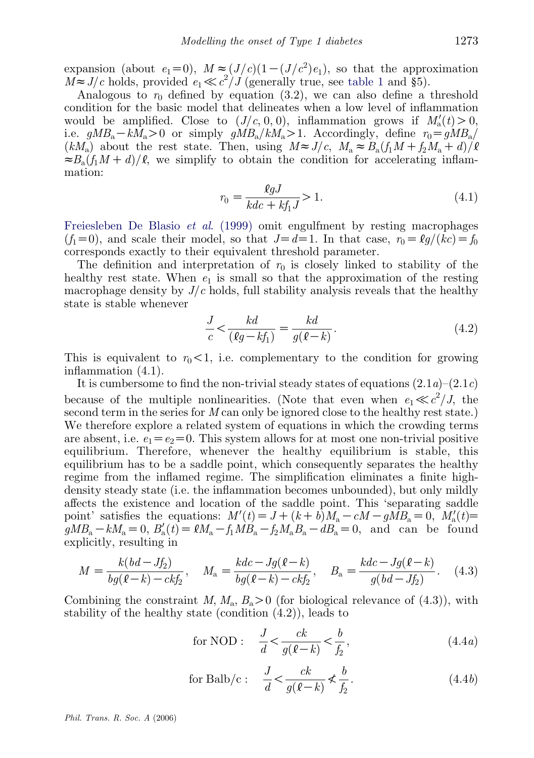expansion (about $e_1=0$), $M \approx (J/c)(1-(J/c^2)e_1)$, so that the approximation $M \approx J/c$ holds, provided $e_1 \ll c^2/J$ (generally true, see table 1 and §5).

Analogous to $r_0$ defined by equation (3.2), we can also define a threshold condition for the basic model that delineates when a low level of inflammation would be amplified. Close to $(J/c, 0, 0)$, inflammation grows if $M_a'(t)>0$, i.e. $gMB_a - kM_a > 0$ or simply $gMB_a/kM_a > 1$. Accordingly, define $r_0 = gMB_a/(kM_a)$ about the rest state. Then, using $M \approx J/c$, $M_a \approx B_a(f_1 M + f_2 M_a + d)/\ell \approx B_a(f_1 M + d)/\ell$, we simplify to obtain the condition for accelerating inflammation:

$$r_0 = \frac{\ell g J}{kdc + kf_1 J} > 1. \tag{4.1}$$

Freiesleben De Blasio *et al.* (1999) omit engulfment by resting macrophages ($f_1=0$), and scale their model, so that $J=d=1$. In that case, $r_0 = \ell g/(kc) = f_0$ corresponds exactly to their equivalent threshold parameter.

The definition and interpretation of $r_0$ is closely linked to stability of the healthy rest state. When $e_1$ is small so that the approximation of the resting macrophage density by $J/c$ holds, full stability analysis reveals that the healthy state is stable whenever

$$\frac{J}{c} < \frac{kd}{(\ell g - kf_1)} = \frac{kd}{g(\ell - k)}. \tag{4.2}$$

This is equivalent to $r_0 < 1$, i.e. complementary to the condition for growing inflammation (4.1).

It is cumbersome to find the non-trivial steady states of equations (2.1*a*)–(2.1*c*) because of the multiple nonlinearities. (Note that even when $e_1 \ll c^2/J$, the second term in the series for $M$ can only be ignored close to the healthy rest state.) We therefore explore a related system of equations in which the crowding terms are absent, i.e. $e_1 = e_2 = 0$. This system allows for at most one non-trivial positive equilibrium. Therefore, whenever the healthy equilibrium is stable, this equilibrium has to be a saddle point, which consequently separates the healthy regime from the inflamed regime. The simplification eliminates a finite high-density steady state (i.e. the inflammation becomes unbounded), but only mildly affects the existence and location of the saddle point. This 'separating saddle point' satisfies the equations: $M'(t) = J + (k+b)M_a - cM - gMB_a = 0$, $M_a'(t) = gMB_a - kM_a = 0$, $B_a'(t) = \ell M_a - f_1 M B_a - f_2 M_a B_a - dB_a = 0$, and can be found explicitly, resulting in

$$M = \frac{k(bd - Jf_2)}{bg(\ell - k) - ckf_2}, \quad M_a = \frac{kdc - Jg(\ell - k)}{bg(\ell - k) - ckf_2}, \quad B_a = \frac{kdc - Jg(\ell - k)}{g(bd - Jf_2)}. \tag{4.3}$$

Combining the constraint $M, M_a, B_a > 0$ (for biological relevance of (4.3)), with stability of the healthy state (condition (4.2)), leads to

$$\text{for NOD:} \quad \frac{J}{d} < \frac{ck}{g(\ell - k)} < \frac{b}{f_2}, \tag{4.4a}$$

$$\text{for Balb/c:} \quad \frac{J}{d} < \frac{ck}{g(\ell - k)} \not< \frac{b}{f_2}. \tag{4.4b}$$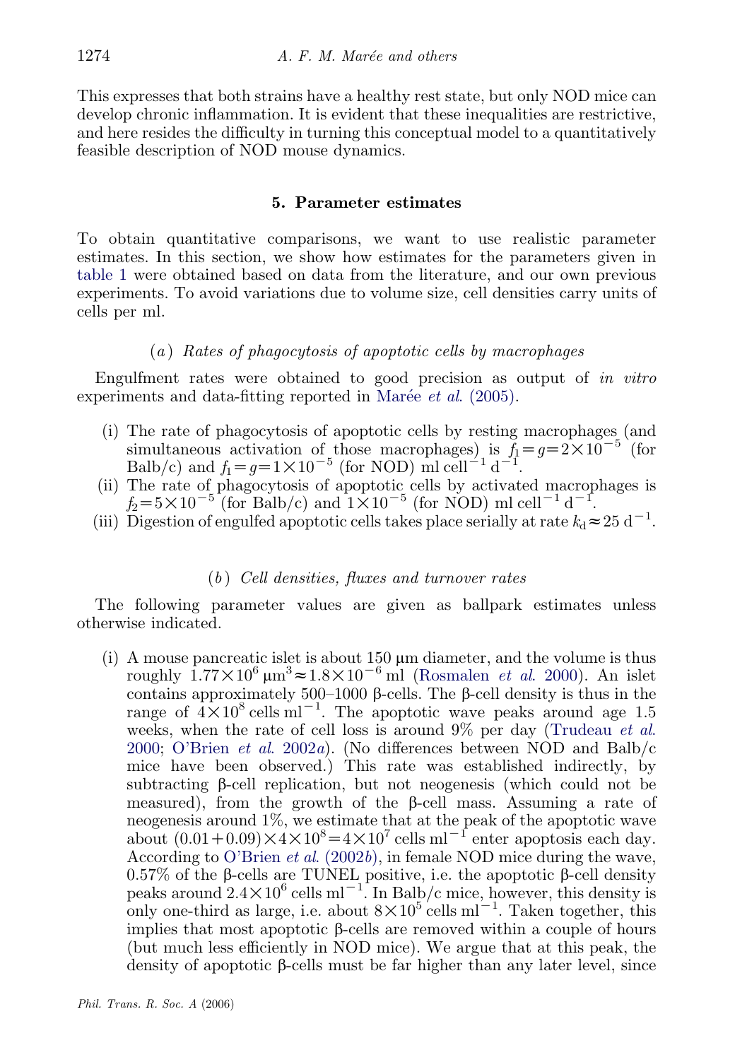This expresses that both strains have a healthy rest state, but only NOD mice can develop chronic inflammation. It is evident that these inequalities are restrictive, and here resides the difficulty in turning this conceptual model to a quantitatively feasible description of NOD mouse dynamics.

## 5. Parameter estimates

To obtain quantitative comparisons, we want to use realistic parameter estimates. In this section, we show how estimates for the parameters given in table 1 were obtained based on data from the literature, and our own previous experiments. To avoid variations due to volume size, cell densities carry units of cells per ml.

### (*a*) *Rates of phagocytosis of apoptotic cells by macrophages*

Engulfment rates were obtained to good precision as output of *in vitro* experiments and data-fitting reported in Marée *et al.* (2005).

- (i) The rate of phagocytosis of apoptotic cells by resting macrophages (and simultaneous activation of those macrophages) is $f_1 = g = 2\times10^{-5}$ (for Balb/c) and $f_1 = g = 1\times10^{-5}$ (for NOD) ml cell$^{-1}$ d$^{-1}$.
- (ii) The rate of phagocytosis of apoptotic cells by activated macrophages is $f_2 = 5\times10^{-5}$ (for Balb/c) and $1\times10^{-5}$ (for NOD) ml cell$^{-1}$ d$^{-1}$.
- (iii) Digestion of engulfed apoptotic cells takes place serially at rate $k_d \approx 25$ d$^{-1}$.

### (*b*) *Cell densities, fluxes and turnover rates*

The following parameter values are given as ballpark estimates unless otherwise indicated.

- (i) A mouse pancreatic islet is about 150 μm diameter, and the volume is thus roughly $1.77\times10^6$ μm$^3 \approx 1.8\times10^{-6}$ ml (Rosmalen *et al.* 2000). An islet contains approximately 500–1000 β-cells. The β-cell density is thus in the range of $4\times10^8$ cells ml$^{-1}$. The apoptotic wave peaks around age 1.5 weeks, when the rate of cell loss is around 9% per day (Trudeau *et al.* 2000; O'Brien *et al.* 2002*a*). (No differences between NOD and Balb/c mice have been observed.) This rate was established indirectly, by subtracting β-cell replication, but not neogenesis (which could not be measured), from the growth of the β-cell mass. Assuming a rate of neogenesis around 1%, we estimate that at the peak of the apoptotic wave about $(0.01+0.09)\times4\times10^8 = 4\times10^7$ cells ml$^{-1}$ enter apoptosis each day. According to O'Brien *et al.* (2002*b*), in female NOD mice during the wave, 0.57% of the β-cells are TUNEL positive, i.e. the apoptotic β-cell density peaks around $2.4\times10^6$ cells ml$^{-1}$. In Balb/c mice, however, this density is only one-third as large, i.e. about $8\times10^5$ cells ml$^{-1}$. Taken together, this implies that most apoptotic β-cells are removed within a couple of hours (but much less efficiently in NOD mice). We argue that at this peak, the density of apoptotic β-cells must be far higher than any later level, since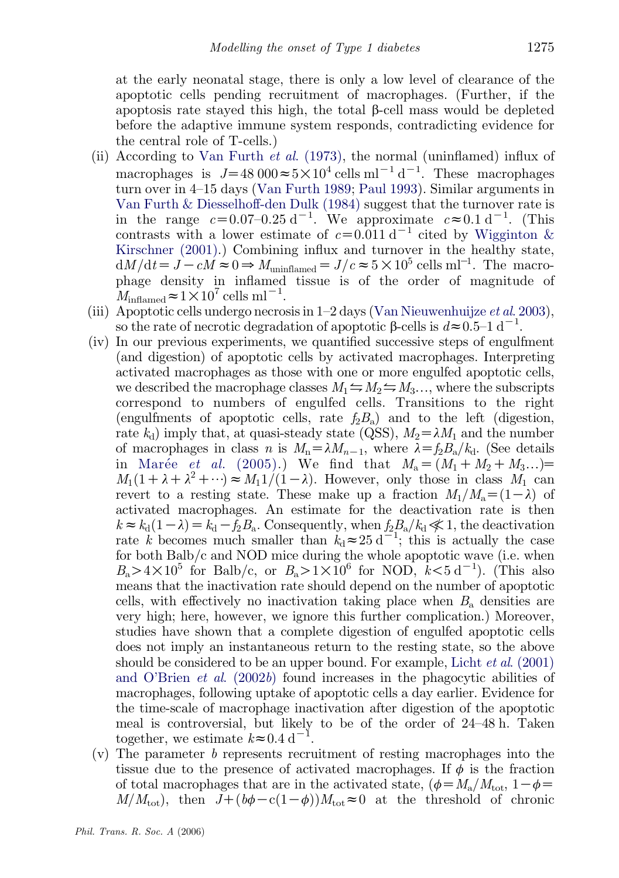at the early neonatal stage, there is only a low level of clearance of the apoptotic cells pending recruitment of macrophages. (Further, if the apoptosis rate stayed this high, the total β-cell mass would be depleted before the adaptive immune system responds, contradicting evidence for the central role of T-cells.)

(ii) According to Van Furth *et al.* (1973), the normal (uninflamed) influx of macrophages is $J=48\,000\approx 5\times 10^4$ cells ml$^{-1}$ d$^{-1}$. These macrophages turn over in 4–15 days (Van Furth 1989; Paul 1993). Similar arguments in Van Furth & Diesselhoff-den Dulk (1984) suggest that the turnover rate is in the range $c=0.07$–$0.25\ \mathrm{d}^{-1}$. We approximate $c\approx 0.1\ \mathrm{d}^{-1}$. (This contrasts with a lower estimate of $c=0.011\ \mathrm{d}^{-1}$ cited by Wigginton & Kirschner (2001).) Combining influx and turnover in the healthy state, $\mathrm{d}M/\mathrm{d}t=J-cM\approx 0\Rightarrow M_{\mathrm{uninflamed}}=J/c\approx 5\times 10^5$ cells ml$^{-1}$. The macrophage density in inflamed tissue is of the order of magnitude of $M_{\mathrm{inflamed}}\approx 1\times 10^7$ cells ml$^{-1}$.

(iii) Apoptotic cells undergo necrosis in 1–2 days (Van Nieuwenhuijze *et al.* 2003), so the rate of necrotic degradation of apoptotic β-cells is $d\approx 0.5$–$1\ \mathrm{d}^{-1}$.

(iv) In our previous experiments, we quantified successive steps of engulfment (and digestion) of apoptotic cells by activated macrophages. Interpreting activated macrophages as those with one or more engulfed apoptotic cells, we described the macrophage classes $M_1\leftrightharpoons M_2\leftrightharpoons M_3\ldots$, where the subscripts correspond to numbers of engulfed cells. Transitions to the right (engulfments of apoptotic cells, rate $f_2B_{\mathrm{a}}$) and to the left (digestion, rate $k_{\mathrm{d}}$) imply that, at quasi-steady state (QSS), $M_2=\lambda M_1$ and the number of macrophages in class $n$ is $M_{\mathrm{n}}=\lambda M_{n-1}$, where $\lambda=f_2B_{\mathrm{a}}/k_{\mathrm{d}}$. (See details in Marée *et al.* (2005).) We find that $M_{\mathrm{a}}=(M_1+M_2+M_3\ldots)=M_1(1+\lambda+\lambda^2+\cdots)\approx M_1 1/(1-\lambda)$. However, only those in class $M_1$ can revert to a resting state. These make up a fraction $M_1/M_{\mathrm{a}}=(1-\lambda)$ of activated macrophages. An estimate for the deactivation rate is then $k\approx k_{\mathrm{d}}(1-\lambda)=k_{\mathrm{d}}-f_2B_{\mathrm{a}}$. Consequently, when $f_2B_{\mathrm{a}}/k_{\mathrm{d}}\not\ll 1$, the deactivation rate $k$ becomes much smaller than $k_{\mathrm{d}}\approx 25\ \mathrm{d}^{-1}$; this is actually the case for both Balb/c and NOD mice during the whole apoptotic wave (i.e. when $B_{\mathrm{a}}>4\times 10^5$ for Balb/c, or $B_{\mathrm{a}}>1\times 10^6$ for NOD, $k<5\ \mathrm{d}^{-1}$). (This also means that the inactivation rate should depend on the number of apoptotic cells, with effectively no inactivation taking place when $B_{\mathrm{a}}$ densities are very high; here, however, we ignore this further complication.) Moreover, studies have shown that a complete digestion of engulfed apoptotic cells does not imply an instantaneous return to the resting state, so the above should be considered to be an upper bound. For example, Licht *et al.* (2001) and O'Brien *et al.* (2002*b*) found increases in the phagocytic abilities of macrophages, following uptake of apoptotic cells a day earlier. Evidence for the time-scale of macrophage inactivation after digestion of the apoptotic meal is controversial, but likely to be of the order of 24–48 h. Taken together, we estimate $k\approx 0.4\ \mathrm{d}^{-1}$.

(v) The parameter $b$ represents recruitment of resting macrophages into the tissue due to the presence of activated macrophages. If $\phi$ is the fraction of total macrophages that are in the activated state, $(\phi=M_{\mathrm{a}}/M_{\mathrm{tot}},\ 1-\phi=M/M_{\mathrm{tot}})$, then $J+(b\phi-c(1-\phi))M_{\mathrm{tot}}\approx 0$ at the threshold of chronic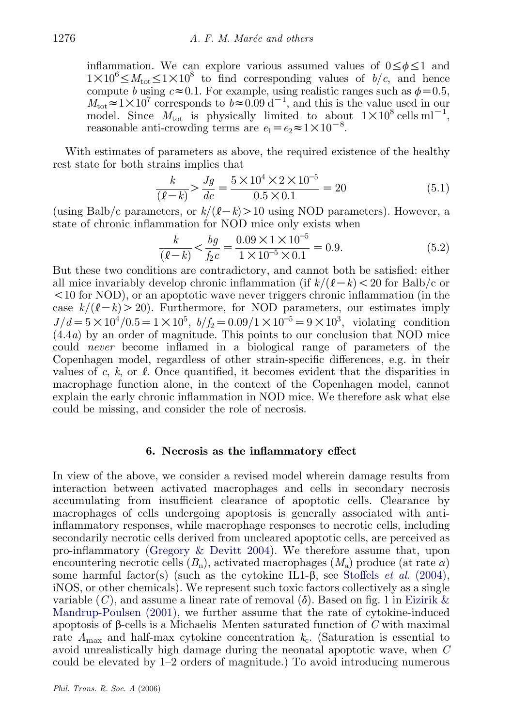inflammation. We can explore various assumed values of $0 \leq \phi \leq 1$ and $1 \times 10^6 \leq M_{\text{tot}} \leq 1 \times 10^8$ to find corresponding values of $b/c$, and hence compute $b$ using $c \approx 0.1$. For example, using realistic ranges such as $\phi = 0.5$, $M_{\text{tot}} \approx 1 \times 10^7$ corresponds to $b \approx 0.09\ \text{d}^{-1}$, and this is the value used in our model. Since $M_{\text{tot}}$ is physically limited to about $1 \times 10^8\ \text{cells ml}^{-1}$, reasonable anti-crowding terms are $e_1 = e_2 \approx 1 \times 10^{-8}$.

With estimates of parameters as above, the required existence of the healthy rest state for both strains implies that

$$\frac{k}{(\ell - k)} > \frac{Jg}{dc} = \frac{5 \times 10^4 \times 2 \times 10^{-5}}{0.5 \times 0.1} = 20 \tag{5.1}$$

(using Balb/c parameters, or $k/(\ell - k) > 10$ using NOD parameters). However, a state of chronic inflammation for NOD mice only exists when

$$\frac{k}{(\ell - k)} < \frac{bg}{f_2 c} = \frac{0.09 \times 1 \times 10^{-5}}{1 \times 10^{-5} \times 0.1} = 0.9. \tag{5.2}$$

But these two conditions are contradictory, and cannot both be satisfied: either all mice invariably develop chronic inflammation (if $k/(\ell - k) < 20$ for Balb/c or $< 10$ for NOD), or an apoptotic wave never triggers chronic inflammation (in the case $k/(\ell - k) > 20$). Furthermore, for NOD parameters, our estimates imply $J/d = 5 \times 10^4/0.5 = 1 \times 10^5$, $b/f_2 = 0.09/1 \times 10^{-5} = 9 \times 10^3$, violating condition (4.4*a*) by an order of magnitude. This points to our conclusion that NOD mice could *never* become inflamed in a biological range of parameters of the Copenhagen model, regardless of other strain-specific differences, e.g. in their values of $c$, $k$, or $\ell$. Once quantified, it becomes evident that the disparities in macrophage function alone, in the context of the Copenhagen model, cannot explain the early chronic inflammation in NOD mice. We therefore ask what else could be missing, and consider the role of necrosis.

## 6. Necrosis as the inflammatory effect

In view of the above, we consider a revised model wherein damage results from interaction between activated macrophages and cells in secondary necrosis accumulating from insufficient clearance of apoptotic cells. Clearance by macrophages of cells undergoing apoptosis is generally associated with anti-inflammatory responses, while macrophage responses to necrotic cells, including secondarily necrotic cells derived from uncleared apoptotic cells, are perceived as pro-inflammatory (Gregory & Devitt 2004). We therefore assume that, upon encountering necrotic cells ($B_{\text{n}}$), activated macrophages ($M_{\text{a}}$) produce (at rate $\alpha$) some harmful factor(s) (such as the cytokine IL1-β, see Stoffels *et al.* (2004), iNOS, or other chemicals). We represent such toxic factors collectively as a single variable ($C$), and assume a linear rate of removal ($\delta$). Based on fig. 1 in Eizirik & Mandrup-Poulsen (2001), we further assume that the rate of cytokine-induced apoptosis of β-cells is a Michaelis–Menten saturated function of $C$ with maximal rate $A_{\max}$ and half-max cytokine concentration $k_{\text{c}}$. (Saturation is essential to avoid unrealistically high damage during the neonatal apoptotic wave, when $C$ could be elevated by 1–2 orders of magnitude.) To avoid introducing numerous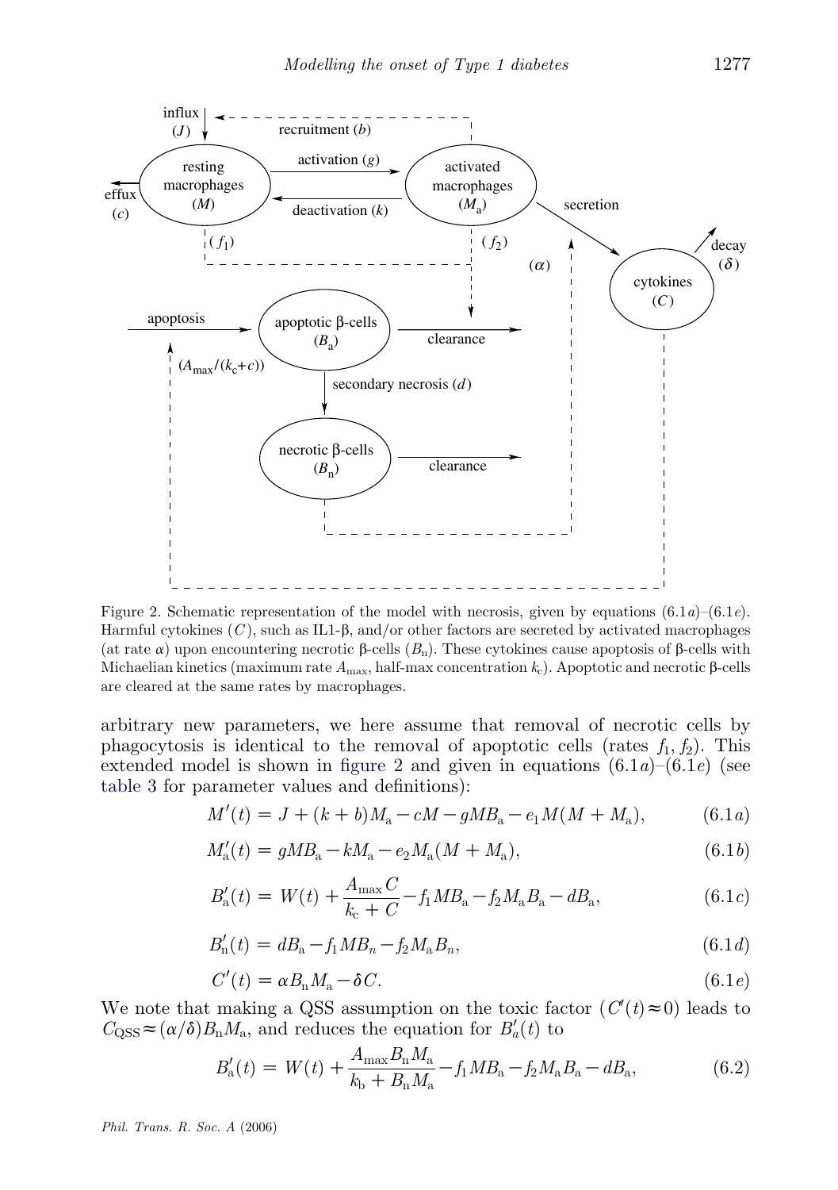Figure 2. Schematic representation of the model with necrosis, given by equations (6.1*a*)–(6.1*e*). Harmful cytokines ($C$), such as IL1-β, and/or other factors are secreted by activated macrophages (at rate $\alpha$) upon encountering necrotic β-cells ($B_n$). These cytokines cause apoptosis of β-cells with Michaelian kinetics (maximum rate $A_{max}$, half-max concentration $k_c$). Apoptotic and necrotic β-cells are cleared at the same rates by macrophages.

arbitrary new parameters, we here assume that removal of necrotic cells by phagocytosis is identical to the removal of apoptotic cells (rates $f_1, f_2$). This extended model is shown in figure 2 and given in equations (6.1*a*)–(6.1*e*) (see table 3 for parameter values and definitions):

$$M'(t) = J + (k+b)M_a - cM - gMB_a - e_1 M(M + M_a), \tag{6.1a}$$

$$M_a'(t) = gMB_a - kM_a - e_2 M_a(M + M_a), \tag{6.1b}$$

$$B_a'(t) = W(t) + \frac{A_{max} C}{k_c + C} - f_1 MB_a - f_2 M_a B_a - dB_a, \tag{6.1c}$$

$$B_n'(t) = dB_a - f_1 MB_n - f_2 M_a B_n, \tag{6.1d}$$

$$C'(t) = \alpha B_n M_a - \delta C. \tag{6.1e}$$

We note that making a QSS assumption on the toxic factor ($C'(t) \approx 0$) leads to $C_{QSS} \approx (\alpha/\delta) B_n M_a$, and reduces the equation for $B_a'(t)$ to

$$B_a'(t) = W(t) + \frac{A_{max} B_n M_a}{k_b + B_n M_a} - f_1 MB_a - f_2 M_a B_a - dB_a, \tag{6.2}$$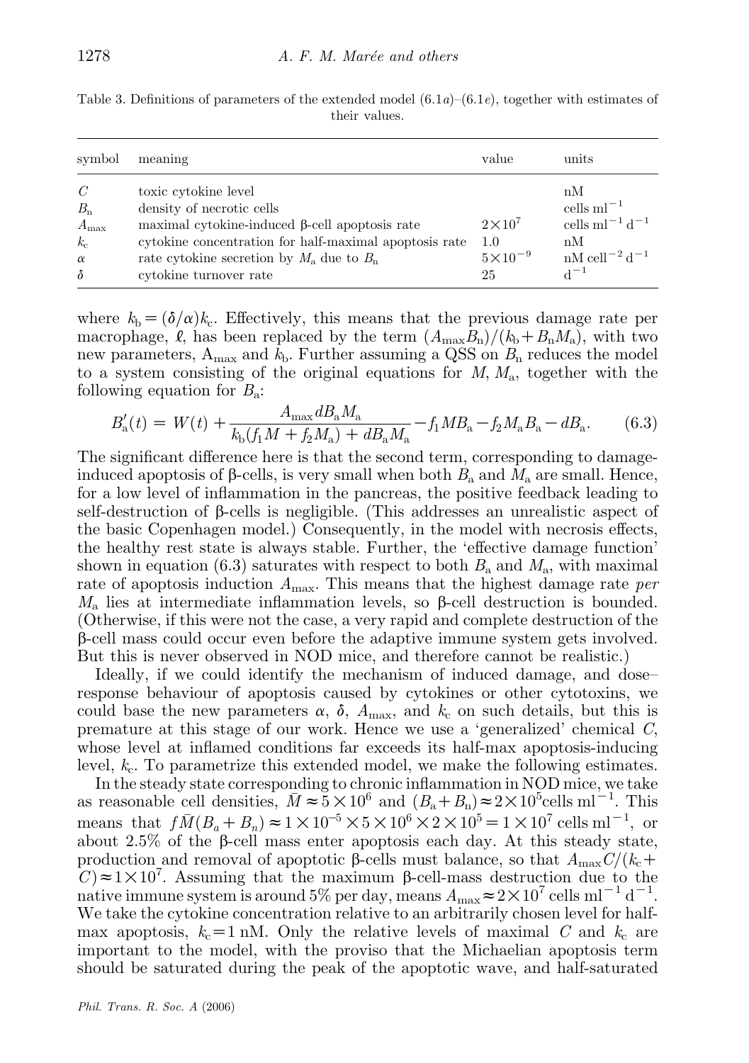Table 3. Definitions of parameters of the extended model (6.1*a*)–(6.1*e*), together with estimates of their values.

| symbol | meaning | value | units |
|---|---|---|---|
| $C$ | toxic cytokine level | | nM |
| $B_n$ | density of necrotic cells | | cells ml$^{-1}$ |
| $A_{max}$ | maximal cytokine-induced β-cell apoptosis rate | $2\times10^7$ | cells ml$^{-1}$ d$^{-1}$ |
| $k_c$ | cytokine concentration for half-maximal apoptosis rate | 1.0 | nM |
| $\alpha$ | rate cytokine secretion by $M_a$ due to $B_n$ | $5\times10^{-9}$ | nM cell$^{-2}$ d$^{-1}$ |
| $\delta$ | cytokine turnover rate | 25 | d$^{-1}$ |

where $k_b = (\delta/\alpha)k_c$. Effectively, this means that the previous damage rate per macrophage, $\ell$, has been replaced by the term $(A_{max}B_n)/(k_b + B_n M_a)$, with two new parameters, $A_{max}$ and $k_b$. Further assuming a QSS on $B_n$ reduces the model to a system consisting of the original equations for $M$, $M_a$, together with the following equation for $B_a$:

$$B_a'(t) = W(t) + \frac{A_{max} d B_a M_a}{k_b(f_1 M + f_2 M_a) + d B_a M_a} - f_1 M B_a - f_2 M_a B_a - d B_a. \tag{6.3}$$

The significant difference here is that the second term, corresponding to damage-induced apoptosis of β-cells, is very small when both $B_a$ and $M_a$ are small. Hence, for a low level of inflammation in the pancreas, the positive feedback leading to self-destruction of β-cells is negligible. (This addresses an unrealistic aspect of the basic Copenhagen model.) Consequently, in the model with necrosis effects, the healthy rest state is always stable. Further, the 'effective damage function' shown in equation (6.3) saturates with respect to both $B_a$ and $M_a$, with maximal rate of apoptosis induction $A_{max}$. This means that the highest damage rate *per* $M_a$ lies at intermediate inflammation levels, so β-cell destruction is bounded. (Otherwise, if this were not the case, a very rapid and complete destruction of the β-cell mass could occur even before the adaptive immune system gets involved. But this is never observed in NOD mice, and therefore cannot be realistic.)

Ideally, if we could identify the mechanism of induced damage, and dose–response behaviour of apoptosis caused by cytokines or other cytotoxins, we could base the new parameters $\alpha$, $\delta$, $A_{max}$, and $k_c$ on such details, but this is premature at this stage of our work. Hence we use a 'generalized' chemical $C$, whose level at inflamed conditions far exceeds its half-max apoptosis-inducing level, $k_c$. To parametrize this extended model, we make the following estimates.

In the steady state corresponding to chronic inflammation in NOD mice, we take as reasonable cell densities, $\bar{M} \approx 5\times10^6$ and $(B_a + B_n) \approx 2\times10^5$ cells ml$^{-1}$. This means that $f\bar{M}(B_a + B_n) \approx 1\times10^{-5}\times5\times10^6\times2\times10^5 = 1\times10^7$ cells ml$^{-1}$, or about 2.5% of the β-cell mass enter apoptosis each day. At this steady state, production and removal of apoptotic β-cells must balance, so that $A_{max}C/(k_c + C) \approx 1\times10^7$. Assuming that the maximum β-cell-mass destruction due to the native immune system is around 5% per day, means $A_{max} \approx 2\times10^7$ cells ml$^{-1}$ d$^{-1}$. We take the cytokine concentration relative to an arbitrarily chosen level for half-max apoptosis, $k_c = 1$ nM. Only the relative levels of maximal $C$ and $k_c$ are important to the model, with the proviso that the Michaelian apoptosis term should be saturated during the peak of the apoptotic wave, and half-saturated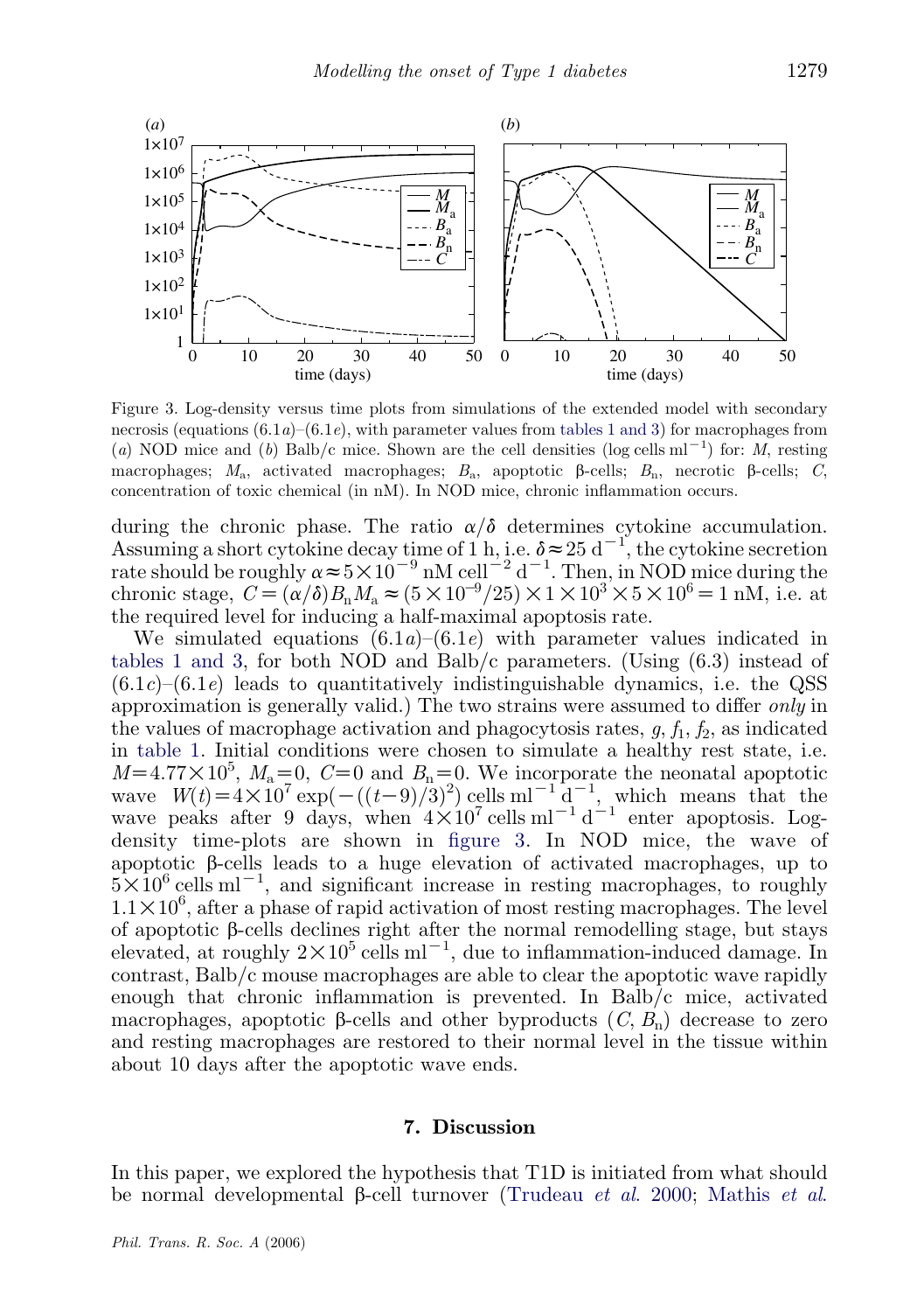Figure 3. Log-density versus time plots from simulations of the extended model with secondary necrosis (equations (6.1*a*)–(6.1*e*), with parameter values from tables 1 and 3) for macrophages from (*a*) NOD mice and (*b*) Balb/c mice. Shown are the cell densities (log cells $\mathrm{ml}^{-1}$) for: $M$, resting macrophages; $M_a$, activated macrophages; $B_a$, apoptotic β-cells; $B_n$, necrotic β-cells; $C$, concentration of toxic chemical (in nM). In NOD mice, chronic inflammation occurs.

during the chronic phase. The ratio $\alpha/\delta$ determines cytokine accumulation. Assuming a short cytokine decay time of 1 h, i.e. $\delta \approx 25\ \mathrm{d}^{-1}$, the cytokine secretion rate should be roughly $\alpha \approx 5\times10^{-9}\ \mathrm{nM\ cell}^{-2}\ \mathrm{d}^{-1}$. Then, in NOD mice during the chronic stage, $C=(\alpha/\delta)B_n M_a \approx (5\times10^{-9}/25)\times1\times10^3\times5\times10^6=1$ nM, i.e. at the required level for inducing a half-maximal apoptosis rate.

We simulated equations (6.1*a*)–(6.1*e*) with parameter values indicated in tables 1 and 3, for both NOD and Balb/c parameters. (Using (6.3) instead of (6.1*c*)–(6.1*e*) leads to quantitatively indistinguishable dynamics, i.e. the QSS approximation is generally valid.) The two strains were assumed to differ *only* in the values of macrophage activation and phagocytosis rates, $g$, $f_1$, $f_2$, as indicated in table 1. Initial conditions were chosen to simulate a healthy rest state, i.e. $M=4.77\times10^5$, $M_a=0$, $C=0$ and $B_n=0$. We incorporate the neonatal apoptotic wave $W(t)=4\times10^7\exp(-((t-9)/3)^2)$ cells $\mathrm{ml}^{-1}\ \mathrm{d}^{-1}$, which means that the wave peaks after 9 days, when $4\times10^7$ cells $\mathrm{ml}^{-1}\ \mathrm{d}^{-1}$ enter apoptosis. Log-density time-plots are shown in figure 3. In NOD mice, the wave of apoptotic β-cells leads to a huge elevation of activated macrophages, up to $5\times10^6$ cells $\mathrm{ml}^{-1}$, and significant increase in resting macrophages, to roughly $1.1\times10^6$, after a phase of rapid activation of most resting macrophages. The level of apoptotic β-cells declines right after the normal remodelling stage, but stays elevated, at roughly $2\times10^5$ cells $\mathrm{ml}^{-1}$, due to inflammation-induced damage. In contrast, Balb/c mouse macrophages are able to clear the apoptotic wave rapidly enough that chronic inflammation is prevented. In Balb/c mice, activated macrophages, apoptotic β-cells and other byproducts ($C$, $B_n$) decrease to zero and resting macrophages are restored to their normal level in the tissue within about 10 days after the apoptotic wave ends.

## 7. Discussion

In this paper, we explored the hypothesis that T1D is initiated from what should be normal developmental β-cell turnover (Trudeau *et al.* 2000; Mathis *et al.*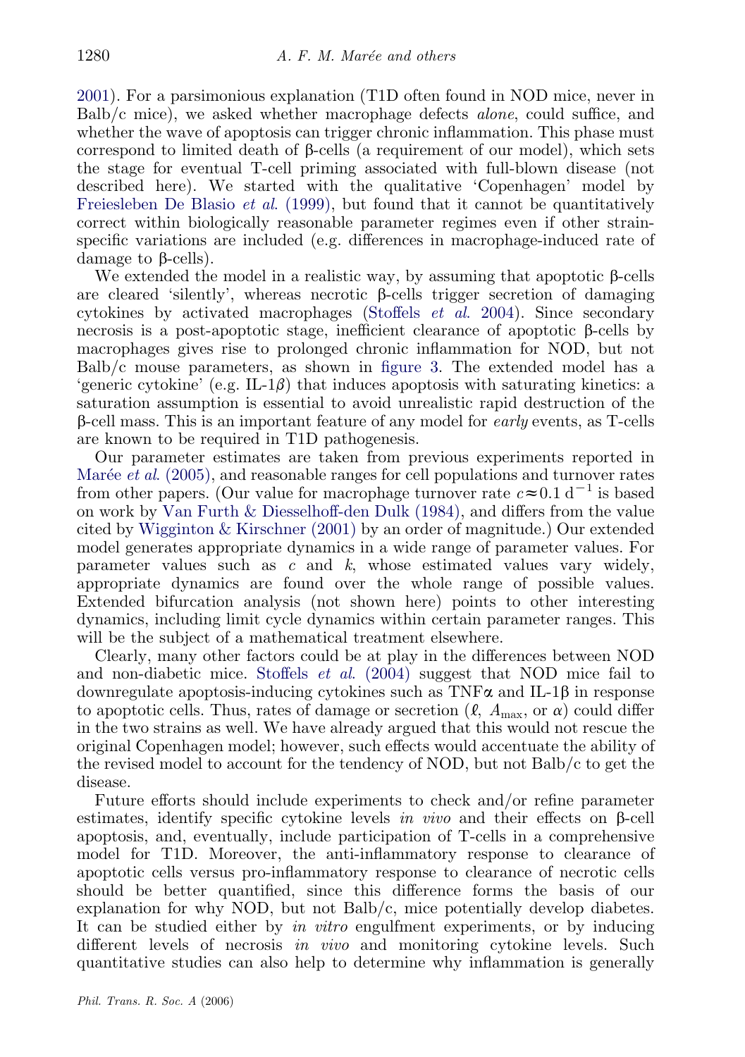2001). For a parsimonious explanation (T1D often found in NOD mice, never in Balb/c mice), we asked whether macrophage defects *alone*, could suffice, and whether the wave of apoptosis can trigger chronic inflammation. This phase must correspond to limited death of β-cells (a requirement of our model), which sets the stage for eventual T-cell priming associated with full-blown disease (not described here). We started with the qualitative 'Copenhagen' model by Freiesleben De Blasio *et al.* (1999), but found that it cannot be quantitatively correct within biologically reasonable parameter regimes even if other strain-specific variations are included (e.g. differences in macrophage-induced rate of damage to β-cells).

We extended the model in a realistic way, by assuming that apoptotic β-cells are cleared 'silently', whereas necrotic β-cells trigger secretion of damaging cytokines by activated macrophages (Stoffels *et al.* 2004). Since secondary necrosis is a post-apoptotic stage, inefficient clearance of apoptotic β-cells by macrophages gives rise to prolonged chronic inflammation for NOD, but not Balb/c mouse parameters, as shown in figure 3. The extended model has a 'generic cytokine' (e.g. IL-1$\beta$) that induces apoptosis with saturating kinetics: a saturation assumption is essential to avoid unrealistic rapid destruction of the β-cell mass. This is an important feature of any model for *early* events, as T-cells are known to be required in T1D pathogenesis.

Our parameter estimates are taken from previous experiments reported in Marée *et al.* (2005), and reasonable ranges for cell populations and turnover rates from other papers. (Our value for macrophage turnover rate $c \approx 0.1\ \mathrm{d}^{-1}$ is based on work by Van Furth & Diesselhoff-den Dulk (1984), and differs from the value cited by Wigginton & Kirschner (2001) by an order of magnitude.) Our extended model generates appropriate dynamics in a wide range of parameter values. For parameter values such as $c$ and $k$, whose estimated values vary widely, appropriate dynamics are found over the whole range of possible values. Extended bifurcation analysis (not shown here) points to other interesting dynamics, including limit cycle dynamics within certain parameter ranges. This will be the subject of a mathematical treatment elsewhere.

Clearly, many other factors could be at play in the differences between NOD and non-diabetic mice. Stoffels *et al.* (2004) suggest that NOD mice fail to downregulate apoptosis-inducing cytokines such as TNF$\alpha$ and IL-1β in response to apoptotic cells. Thus, rates of damage or secretion ($\ell$, $A_{\max}$, or $\alpha$) could differ in the two strains as well. We have already argued that this would not rescue the original Copenhagen model; however, such effects would accentuate the ability of the revised model to account for the tendency of NOD, but not Balb/c to get the disease.

Future efforts should include experiments to check and/or refine parameter estimates, identify specific cytokine levels *in vivo* and their effects on β-cell apoptosis, and, eventually, include participation of T-cells in a comprehensive model for T1D. Moreover, the anti-inflammatory response to clearance of apoptotic cells versus pro-inflammatory response to clearance of necrotic cells should be better quantified, since this difference forms the basis of our explanation for why NOD, but not Balb/c, mice potentially develop diabetes. It can be studied either by *in vitro* engulfment experiments, or by inducing different levels of necrosis *in vivo* and monitoring cytokine levels. Such quantitative studies can also help to determine why inflammation is generally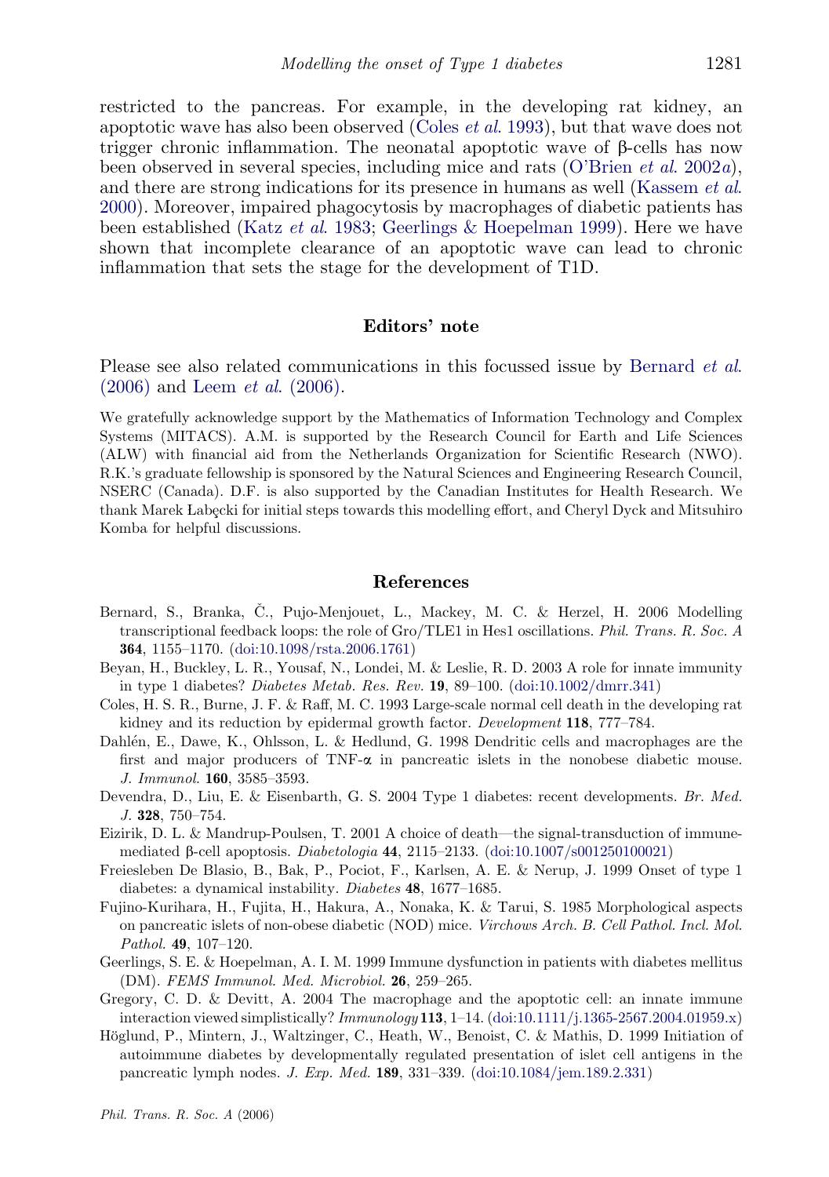restricted to the pancreas. For example, in the developing rat kidney, an apoptotic wave has also been observed (Coles *et al.* 1993), but that wave does not trigger chronic inflammation. The neonatal apoptotic wave of β-cells has now been observed in several species, including mice and rats (O'Brien *et al.* 2002*a*), and there are strong indications for its presence in humans as well (Kassem *et al.* 2000). Moreover, impaired phagocytosis by macrophages of diabetic patients has been established (Katz *et al.* 1983; Geerlings & Hoepelman 1999). Here we have shown that incomplete clearance of an apoptotic wave can lead to chronic inflammation that sets the stage for the development of T1D.

## Editors' note

Please see also related communications in this focussed issue by Bernard *et al.* (2006) and Leem *et al.* (2006).

We gratefully acknowledge support by the Mathematics of Information Technology and Complex Systems (MITACS). A.M. is supported by the Research Council for Earth and Life Sciences (ALW) with financial aid from the Netherlands Organization for Scientific Research (NWO). R.K.'s graduate fellowship is sponsored by the Natural Sciences and Engineering Research Council, NSERC (Canada). D.F. is also supported by the Canadian Institutes for Health Research. We thank Marek Łabęcki for initial steps towards this modelling effort, and Cheryl Dyck and Mitsuhiro Komba for helpful discussions.

## References

Bernard, S., Branka, Č., Pujo-Menjouet, L., Mackey, M. C. & Herzel, H. 2006 Modelling transcriptional feedback loops: the role of Gro/TLE1 in Hes1 oscillations. *Phil. Trans. R. Soc. A* **364**, 1155–1170. (doi:10.1098/rsta.2006.1761)

Beyan, H., Buckley, L. R., Yousaf, N., Londei, M. & Leslie, R. D. 2003 A role for innate immunity in type 1 diabetes? *Diabetes Metab. Res. Rev.* **19**, 89–100. (doi:10.1002/dmrr.341)

Coles, H. S. R., Burne, J. F. & Raff, M. C. 1993 Large-scale normal cell death in the developing rat kidney and its reduction by epidermal growth factor. *Development* **118**, 777–784.

Dahlén, E., Dawe, K., Ohlsson, L. & Hedlund, G. 1998 Dendritic cells and macrophages are the first and major producers of TNF-α in pancreatic islets in the nonobese diabetic mouse. *J. Immunol.* **160**, 3585–3593.

Devendra, D., Liu, E. & Eisenbarth, G. S. 2004 Type 1 diabetes: recent developments. *Br. Med. J.* **328**, 750–754.

Eizirik, D. L. & Mandrup-Poulsen, T. 2001 A choice of death—the signal-transduction of immune-mediated β-cell apoptosis. *Diabetologia* **44**, 2115–2133. (doi:10.1007/s001250100021)

Freiesleben De Blasio, B., Bak, P., Pociot, F., Karlsen, A. E. & Nerup, J. 1999 Onset of type 1 diabetes: a dynamical instability. *Diabetes* **48**, 1677–1685.

Fujino-Kurihara, H., Fujita, H., Hakura, A., Nonaka, K. & Tarui, S. 1985 Morphological aspects on pancreatic islets of non-obese diabetic (NOD) mice. *Virchows Arch. B. Cell Pathol. Incl. Mol. Pathol.* **49**, 107–120.

Geerlings, S. E. & Hoepelman, A. I. M. 1999 Immune dysfunction in patients with diabetes mellitus (DM). *FEMS Immunol. Med. Microbiol.* **26**, 259–265.

Gregory, C. D. & Devitt, A. 2004 The macrophage and the apoptotic cell: an innate immune interaction viewed simplistically? *Immunology* **113**, 1–14. (doi:10.1111/j.1365-2567.2004.01959.x)

Höglund, P., Mintern, J., Waltzinger, C., Heath, W., Benoist, C. & Mathis, D. 1999 Initiation of autoimmune diabetes by developmentally regulated presentation of islet cell antigens in the pancreatic lymph nodes. *J. Exp. Med.* **189**, 331–339. (doi:10.1084/jem.189.2.331)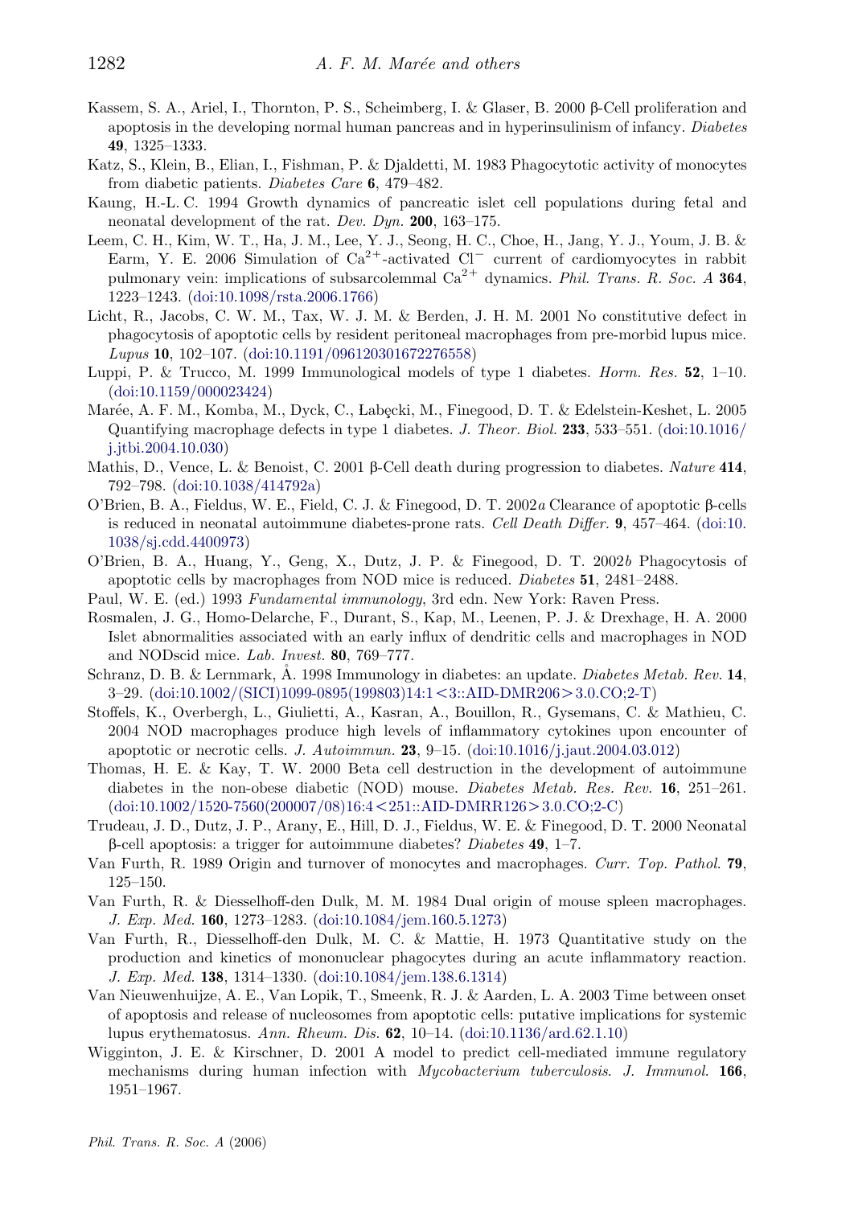Kassem, S. A., Ariel, I., Thornton, P. S., Scheimberg, I. & Glaser, B. 2000 β-Cell proliferation and apoptosis in the developing normal human pancreas and in hyperinsulinism of infancy. *Diabetes* **49**, 1325–1333.

Katz, S., Klein, B., Elian, I., Fishman, P. & Djaldetti, M. 1983 Phagocytotic activity of monocytes from diabetic patients. *Diabetes Care* **6**, 479–482.

Kaung, H.-L. C. 1994 Growth dynamics of pancreatic islet cell populations during fetal and neonatal development of the rat. *Dev. Dyn.* **200**, 163–175.

Leem, C. H., Kim, W. T., Ha, J. M., Lee, Y. J., Seong, H. C., Choe, H., Jang, Y. J., Youm, J. B. & Earm, Y. E. 2006 Simulation of $Ca^{2+}$-activated $Cl^{-}$ current of cardiomyocytes in rabbit pulmonary vein: implications of subsarcolemmal $Ca^{2+}$ dynamics. *Phil. Trans. R. Soc. A* **364**, 1223–1243. (doi:10.1098/rsta.2006.1766)

Licht, R., Jacobs, C. W. M., Tax, W. J. M. & Berden, J. H. M. 2001 No constitutive defect in phagocytosis of apoptotic cells by resident peritoneal macrophages from pre-morbid lupus mice. *Lupus* **10**, 102–107. (doi:10.1191/096120301672276558)

Luppi, P. & Trucco, M. 1999 Immunological models of type 1 diabetes. *Horm. Res.* **52**, 1–10. (doi:10.1159/000023424)

Marée, A. F. M., Komba, M., Dyck, C., Łabęcki, M., Finegood, D. T. & Edelstein-Keshet, L. 2005 Quantifying macrophage defects in type 1 diabetes. *J. Theor. Biol.* **233**, 533–551. (doi:10.1016/j.jtbi.2004.10.030)

Mathis, D., Vence, L. & Benoist, C. 2001 β-Cell death during progression to diabetes. *Nature* **414**, 792–798. (doi:10.1038/414792a)

O'Brien, B. A., Fieldus, W. E., Field, C. J. & Finegood, D. T. 2002*a* Clearance of apoptotic β-cells is reduced in neonatal autoimmune diabetes-prone rats. *Cell Death Differ.* **9**, 457–464. (doi:10.1038/sj.cdd.4400973)

O'Brien, B. A., Huang, Y., Geng, X., Dutz, J. P. & Finegood, D. T. 2002*b* Phagocytosis of apoptotic cells by macrophages from NOD mice is reduced. *Diabetes* **51**, 2481–2488.

Paul, W. E. (ed.) 1993 *Fundamental immunology*, 3rd edn. New York: Raven Press.

Rosmalen, J. G., Homo-Delarche, F., Durant, S., Kap, M., Leenen, P. J. & Drexhage, H. A. 2000 Islet abnormalities associated with an early influx of dendritic cells and macrophages in NOD and NODscid mice. *Lab. Invest.* **80**, 769–777.

Schranz, D. B. & Lernmark, Å. 1998 Immunology in diabetes: an update. *Diabetes Metab. Rev.* **14**, 3–29. (doi:10.1002/(SICI)1099-0895(199803)14:1<3::AID-DMR206>3.0.CO;2-T)

Stoffels, K., Overbergh, L., Giulietti, A., Kasran, A., Bouillon, R., Gysemans, C. & Mathieu, C. 2004 NOD macrophages produce high levels of inflammatory cytokines upon encounter of apoptotic or necrotic cells. *J. Autoimmun.* **23**, 9–15. (doi:10.1016/j.jaut.2004.03.012)

Thomas, H. E. & Kay, T. W. 2000 Beta cell destruction in the development of autoimmune diabetes in the non-obese diabetic (NOD) mouse. *Diabetes Metab. Res. Rev.* **16**, 251–261. (doi:10.1002/1520-7560(200007/08)16:4<251::AID-DMRR126>3.0.CO;2-C)

Trudeau, J. D., Dutz, J. P., Arany, E., Hill, D. J., Fieldus, W. E. & Finegood, D. T. 2000 Neonatal β-cell apoptosis: a trigger for autoimmune diabetes? *Diabetes* **49**, 1–7.

Van Furth, R. 1989 Origin and turnover of monocytes and macrophages. *Curr. Top. Pathol.* **79**, 125–150.

Van Furth, R. & Diesselhoff-den Dulk, M. M. 1984 Dual origin of mouse spleen macrophages. *J. Exp. Med.* **160**, 1273–1283. (doi:10.1084/jem.160.5.1273)

Van Furth, R., Diesselhoff-den Dulk, M. C. & Mattie, H. 1973 Quantitative study on the production and kinetics of mononuclear phagocytes during an acute inflammatory reaction. *J. Exp. Med.* **138**, 1314–1330. (doi:10.1084/jem.138.6.1314)

Van Nieuwenhuijze, A. E., Van Lopik, T., Smeenk, R. J. & Aarden, L. A. 2003 Time between onset of apoptosis and release of nucleosomes from apoptotic cells: putative implications for systemic lupus erythematosus. *Ann. Rheum. Dis.* **62**, 10–14. (doi:10.1136/ard.62.1.10)

Wigginton, J. E. & Kirschner, D. 2001 A model to predict cell-mediated immune regulatory mechanisms during human infection with *Mycobacterium tuberculosis*. *J. Immunol.* **166**, 1951–1967.